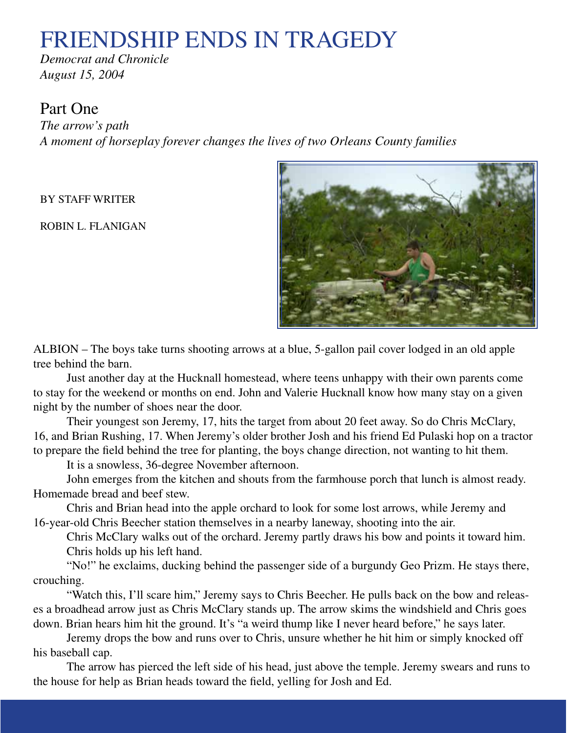# FRIENDSHIP ENDS IN TRAGEDY

*Democrat and Chronicle*
*August 15, 2004*

## Part One

*The arrow's path*
*A moment of horseplay forever changes the lives of two Orleans County families*

BY STAFF WRITER

ROBIN L. FLANIGAN

ALBION – The boys take turns shooting arrows at a blue, 5-gallon pail cover lodged in an old apple tree behind the barn.

Just another day at the Hucknall homestead, where teens unhappy with their own parents come to stay for the weekend or months on end. John and Valerie Hucknall know how many stay on a given night by the number of shoes near the door.

Their youngest son Jeremy, 17, hits the target from about 20 feet away. So do Chris McClary, 16, and Brian Rushing, 17. When Jeremy's older brother Josh and his friend Ed Pulaski hop on a tractor to prepare the field behind the tree for planting, the boys change direction, not wanting to hit them.

It is a snowless, 36-degree November afternoon.

John emerges from the kitchen and shouts from the farmhouse porch that lunch is almost ready. Homemade bread and beef stew.

Chris and Brian head into the apple orchard to look for some lost arrows, while Jeremy and 16-year-old Chris Beecher station themselves in a nearby laneway, shooting into the air.

Chris McClary walks out of the orchard. Jeremy partly draws his bow and points it toward him.

Chris holds up his left hand.

"No!" he exclaims, ducking behind the passenger side of a burgundy Geo Prizm. He stays there, crouching.

"Watch this, I'll scare him," Jeremy says to Chris Beecher. He pulls back on the bow and releases a broadhead arrow just as Chris McClary stands up. The arrow skims the windshield and Chris goes down. Brian hears him hit the ground. It's "a weird thump like I never heard before," he says later.

Jeremy drops the bow and runs over to Chris, unsure whether he hit him or simply knocked off his baseball cap.

The arrow has pierced the left side of his head, just above the temple. Jeremy swears and runs to the house for help as Brian heads toward the field, yelling for Josh and Ed.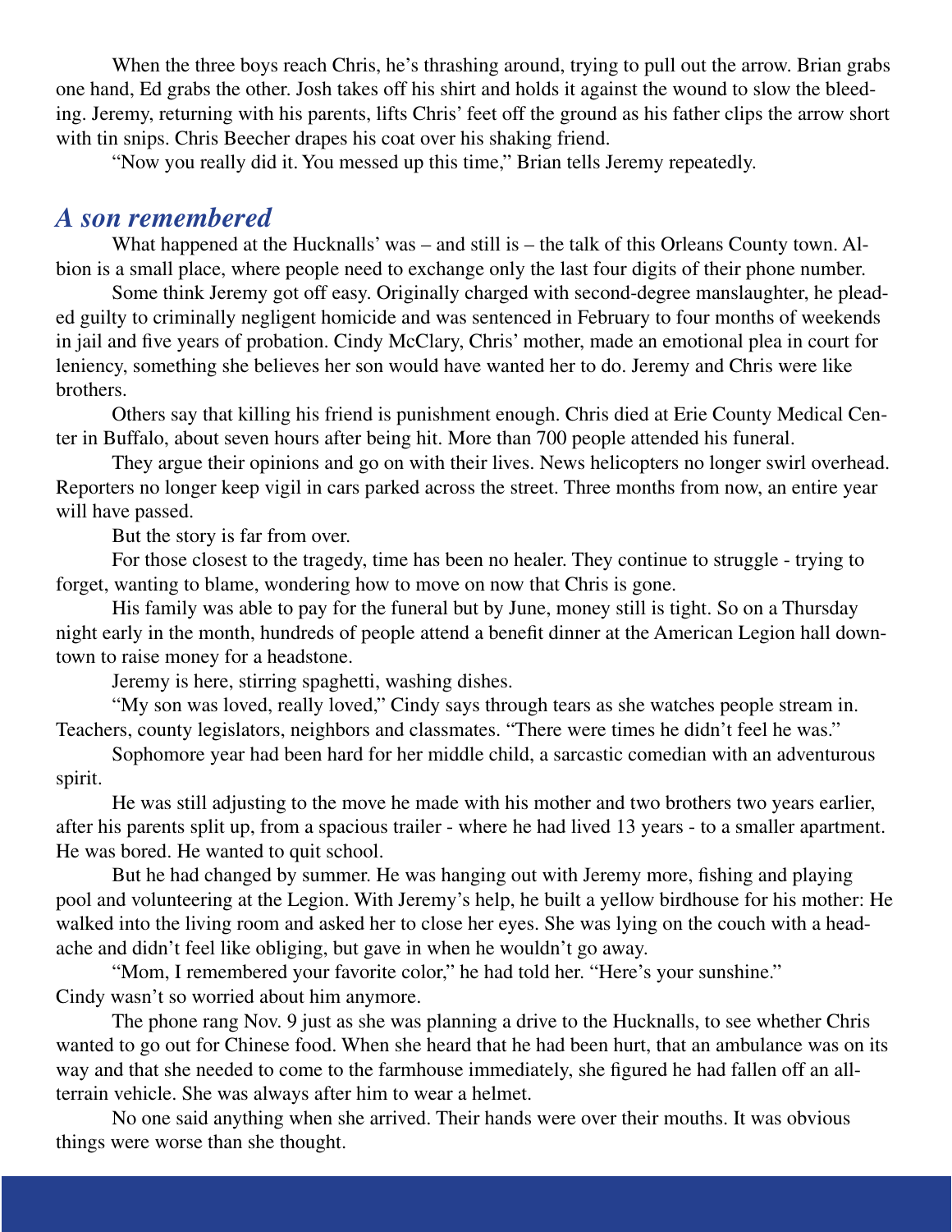When the three boys reach Chris, he's thrashing around, trying to pull out the arrow. Brian grabs one hand, Ed grabs the other. Josh takes off his shirt and holds it against the wound to slow the bleeding. Jeremy, returning with his parents, lifts Chris' feet off the ground as his father clips the arrow short with tin snips. Chris Beecher drapes his coat over his shaking friend.

"Now you really did it. You messed up this time," Brian tells Jeremy repeatedly.

## *A son remembered*

What happened at the Hucknalls' was – and still is – the talk of this Orleans County town. Albion is a small place, where people need to exchange only the last four digits of their phone number.

Some think Jeremy got off easy. Originally charged with second-degree manslaughter, he pleaded guilty to criminally negligent homicide and was sentenced in February to four months of weekends in jail and five years of probation. Cindy McClary, Chris' mother, made an emotional plea in court for leniency, something she believes her son would have wanted her to do. Jeremy and Chris were like brothers.

Others say that killing his friend is punishment enough. Chris died at Erie County Medical Center in Buffalo, about seven hours after being hit. More than 700 people attended his funeral.

They argue their opinions and go on with their lives. News helicopters no longer swirl overhead. Reporters no longer keep vigil in cars parked across the street. Three months from now, an entire year will have passed.

But the story is far from over.

For those closest to the tragedy, time has been no healer. They continue to struggle - trying to forget, wanting to blame, wondering how to move on now that Chris is gone.

His family was able to pay for the funeral but by June, money still is tight. So on a Thursday night early in the month, hundreds of people attend a benefit dinner at the American Legion hall downtown to raise money for a headstone.

Jeremy is here, stirring spaghetti, washing dishes.

"My son was loved, really loved," Cindy says through tears as she watches people stream in. Teachers, county legislators, neighbors and classmates. "There were times he didn't feel he was."

Sophomore year had been hard for her middle child, a sarcastic comedian with an adventurous spirit.

He was still adjusting to the move he made with his mother and two brothers two years earlier, after his parents split up, from a spacious trailer - where he had lived 13 years - to a smaller apartment. He was bored. He wanted to quit school.

But he had changed by summer. He was hanging out with Jeremy more, fishing and playing pool and volunteering at the Legion. With Jeremy's help, he built a yellow birdhouse for his mother: He walked into the living room and asked her to close her eyes. She was lying on the couch with a headache and didn't feel like obliging, but gave in when he wouldn't go away.

"Mom, I remembered your favorite color," he had told her. "Here's your sunshine."
Cindy wasn't so worried about him anymore.

The phone rang Nov. 9 just as she was planning a drive to the Hucknalls, to see whether Chris wanted to go out for Chinese food. When she heard that he had been hurt, that an ambulance was on its way and that she needed to come to the farmhouse immediately, she figured he had fallen off an all-terrain vehicle. She was always after him to wear a helmet.

No one said anything when she arrived. Their hands were over their mouths. It was obvious things were worse than she thought.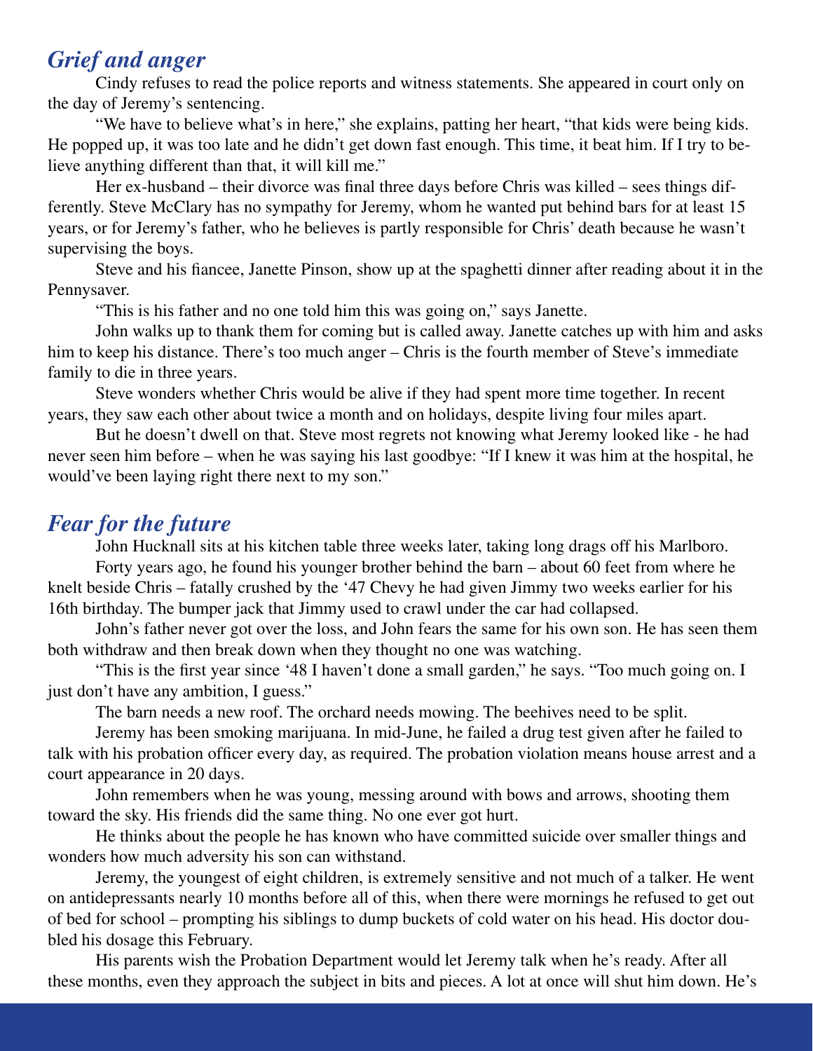## *Grief and anger*

Cindy refuses to read the police reports and witness statements. She appeared in court only on the day of Jeremy's sentencing.

"We have to believe what's in here," she explains, patting her heart, "that kids were being kids. He popped up, it was too late and he didn't get down fast enough. This time, it beat him. If I try to believe anything different than that, it will kill me."

Her ex-husband – their divorce was final three days before Chris was killed – sees things differently. Steve McClary has no sympathy for Jeremy, whom he wanted put behind bars for at least 15 years, or for Jeremy's father, who he believes is partly responsible for Chris' death because he wasn't supervising the boys.

Steve and his fiancee, Janette Pinson, show up at the spaghetti dinner after reading about it in the Pennysaver.

"This is his father and no one told him this was going on," says Janette.

John walks up to thank them for coming but is called away. Janette catches up with him and asks him to keep his distance. There's too much anger – Chris is the fourth member of Steve's immediate family to die in three years.

Steve wonders whether Chris would be alive if they had spent more time together. In recent years, they saw each other about twice a month and on holidays, despite living four miles apart.

But he doesn't dwell on that. Steve most regrets not knowing what Jeremy looked like - he had never seen him before – when he was saying his last goodbye: "If I knew it was him at the hospital, he would've been laying right there next to my son."

## *Fear for the future*

John Hucknall sits at his kitchen table three weeks later, taking long drags off his Marlboro.

Forty years ago, he found his younger brother behind the barn – about 60 feet from where he knelt beside Chris – fatally crushed by the '47 Chevy he had given Jimmy two weeks earlier for his 16th birthday. The bumper jack that Jimmy used to crawl under the car had collapsed.

John's father never got over the loss, and John fears the same for his own son. He has seen them both withdraw and then break down when they thought no one was watching.

"This is the first year since '48 I haven't done a small garden," he says. "Too much going on. I just don't have any ambition, I guess."

The barn needs a new roof. The orchard needs mowing. The beehives need to be split.

Jeremy has been smoking marijuana. In mid-June, he failed a drug test given after he failed to talk with his probation officer every day, as required. The probation violation means house arrest and a court appearance in 20 days.

John remembers when he was young, messing around with bows and arrows, shooting them toward the sky. His friends did the same thing. No one ever got hurt.

He thinks about the people he has known who have committed suicide over smaller things and wonders how much adversity his son can withstand.

Jeremy, the youngest of eight children, is extremely sensitive and not much of a talker. He went on antidepressants nearly 10 months before all of this, when there were mornings he refused to get out of bed for school – prompting his siblings to dump buckets of cold water on his head. His doctor doubled his dosage this February.

His parents wish the Probation Department would let Jeremy talk when he's ready. After all these months, even they approach the subject in bits and pieces. A lot at once will shut him down. He's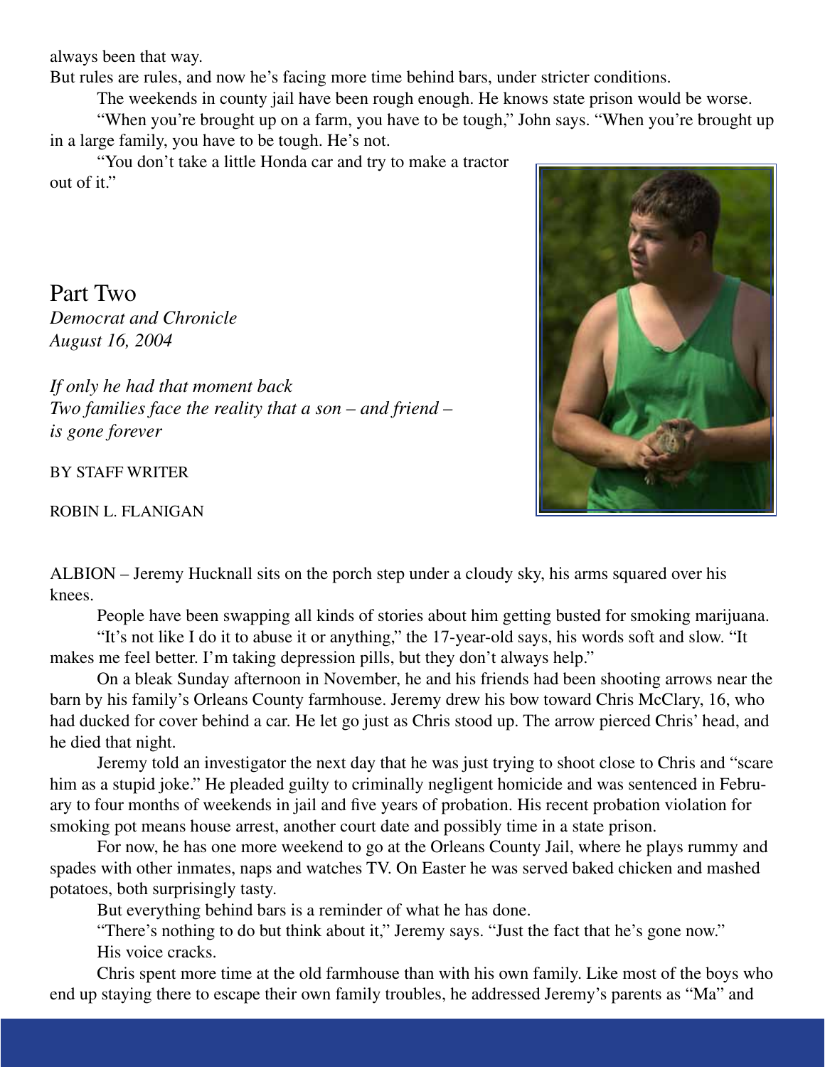always been that way.

But rules are rules, and now he's facing more time behind bars, under stricter conditions.

The weekends in county jail have been rough enough. He knows state prison would be worse.

"When you're brought up on a farm, you have to be tough," John says. "When you're brought up in a large family, you have to be tough. He's not.

"You don't take a little Honda car and try to make a tractor out of it."

## Part Two

*Democrat and Chronicle*
*August 16, 2004*

*If only he had that moment back*
*Two families face the reality that a son – and friend – is gone forever*

BY STAFF WRITER

ROBIN L. FLANIGAN

ALBION – Jeremy Hucknall sits on the porch step under a cloudy sky, his arms squared over his knees.

People have been swapping all kinds of stories about him getting busted for smoking marijuana.

"It's not like I do it to abuse it or anything," the 17-year-old says, his words soft and slow. "It makes me feel better. I'm taking depression pills, but they don't always help."

On a bleak Sunday afternoon in November, he and his friends had been shooting arrows near the barn by his family's Orleans County farmhouse. Jeremy drew his bow toward Chris McClary, 16, who had ducked for cover behind a car. He let go just as Chris stood up. The arrow pierced Chris' head, and he died that night.

Jeremy told an investigator the next day that he was just trying to shoot close to Chris and "scare him as a stupid joke." He pleaded guilty to criminally negligent homicide and was sentenced in February to four months of weekends in jail and five years of probation. His recent probation violation for smoking pot means house arrest, another court date and possibly time in a state prison.

For now, he has one more weekend to go at the Orleans County Jail, where he plays rummy and spades with other inmates, naps and watches TV. On Easter he was served baked chicken and mashed potatoes, both surprisingly tasty.

But everything behind bars is a reminder of what he has done.

"There's nothing to do but think about it," Jeremy says. "Just the fact that he's gone now."

His voice cracks.

Chris spent more time at the old farmhouse than with his own family. Like most of the boys who end up staying there to escape their own family troubles, he addressed Jeremy's parents as "Ma" and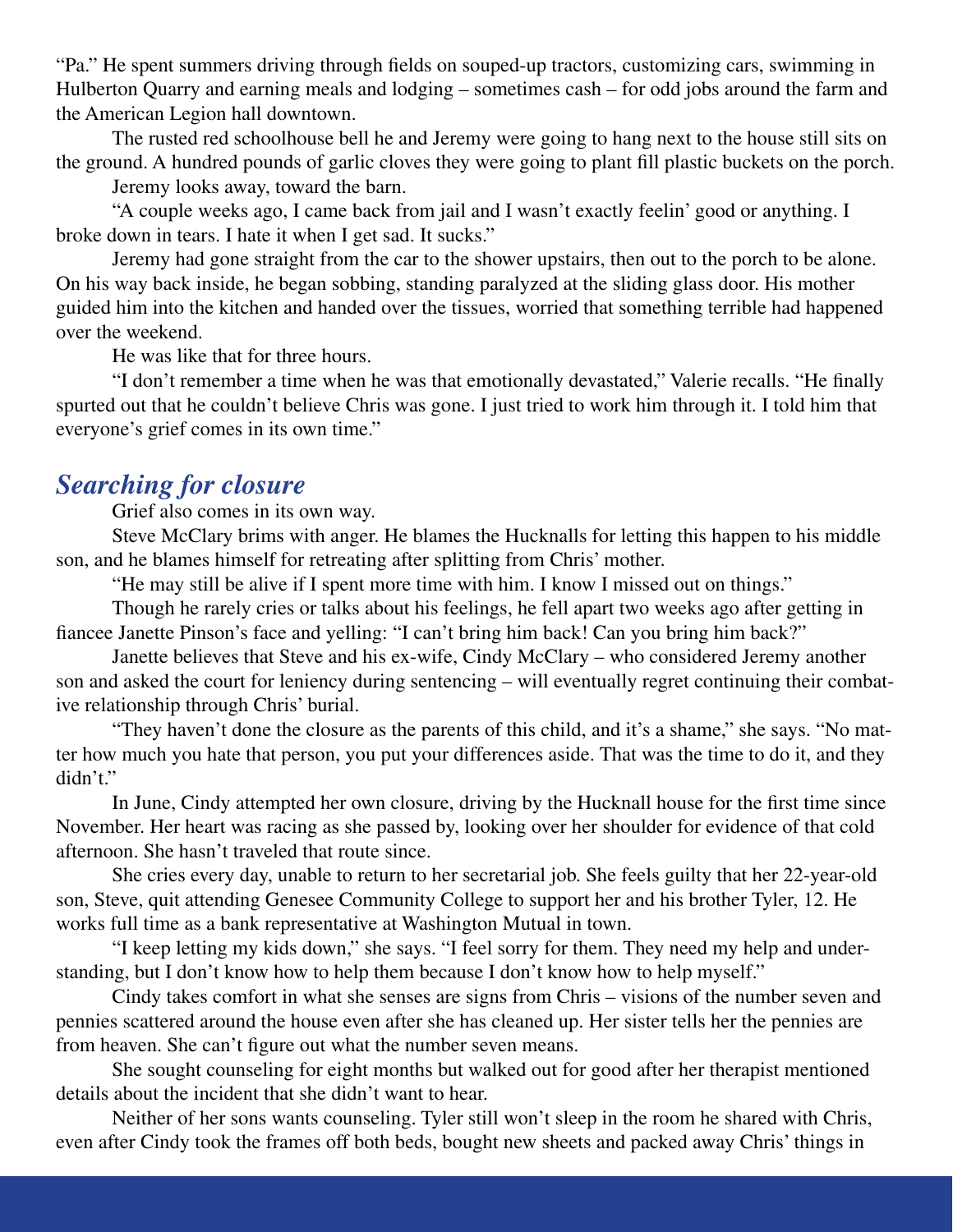"Pa." He spent summers driving through fields on souped-up tractors, customizing cars, swimming in Hulberton Quarry and earning meals and lodging – sometimes cash – for odd jobs around the farm and the American Legion hall downtown.

The rusted red schoolhouse bell he and Jeremy were going to hang next to the house still sits on the ground. A hundred pounds of garlic cloves they were going to plant fill plastic buckets on the porch.

Jeremy looks away, toward the barn.

"A couple weeks ago, I came back from jail and I wasn't exactly feelin' good or anything. I broke down in tears. I hate it when I get sad. It sucks."

Jeremy had gone straight from the car to the shower upstairs, then out to the porch to be alone. On his way back inside, he began sobbing, standing paralyzed at the sliding glass door. His mother guided him into the kitchen and handed over the tissues, worried that something terrible had happened over the weekend.

He was like that for three hours.

"I don't remember a time when he was that emotionally devastated," Valerie recalls. "He finally spurted out that he couldn't believe Chris was gone. I just tried to work him through it. I told him that everyone's grief comes in its own time."

## *Searching for closure*

Grief also comes in its own way.

Steve McClary brims with anger. He blames the Hucknalls for letting this happen to his middle son, and he blames himself for retreating after splitting from Chris' mother.

"He may still be alive if I spent more time with him. I know I missed out on things."

Though he rarely cries or talks about his feelings, he fell apart two weeks ago after getting in fiancee Janette Pinson's face and yelling: "I can't bring him back! Can you bring him back?"

Janette believes that Steve and his ex-wife, Cindy McClary – who considered Jeremy another son and asked the court for leniency during sentencing – will eventually regret continuing their combative relationship through Chris' burial.

"They haven't done the closure as the parents of this child, and it's a shame," she says. "No matter how much you hate that person, you put your differences aside. That was the time to do it, and they didn't."

In June, Cindy attempted her own closure, driving by the Hucknall house for the first time since November. Her heart was racing as she passed by, looking over her shoulder for evidence of that cold afternoon. She hasn't traveled that route since.

She cries every day, unable to return to her secretarial job. She feels guilty that her 22-year-old son, Steve, quit attending Genesee Community College to support her and his brother Tyler, 12. He works full time as a bank representative at Washington Mutual in town.

"I keep letting my kids down," she says. "I feel sorry for them. They need my help and understanding, but I don't know how to help them because I don't know how to help myself."

Cindy takes comfort in what she senses are signs from Chris – visions of the number seven and pennies scattered around the house even after she has cleaned up. Her sister tells her the pennies are from heaven. She can't figure out what the number seven means.

She sought counseling for eight months but walked out for good after her therapist mentioned details about the incident that she didn't want to hear.

Neither of her sons wants counseling. Tyler still won't sleep in the room he shared with Chris, even after Cindy took the frames off both beds, bought new sheets and packed away Chris' things in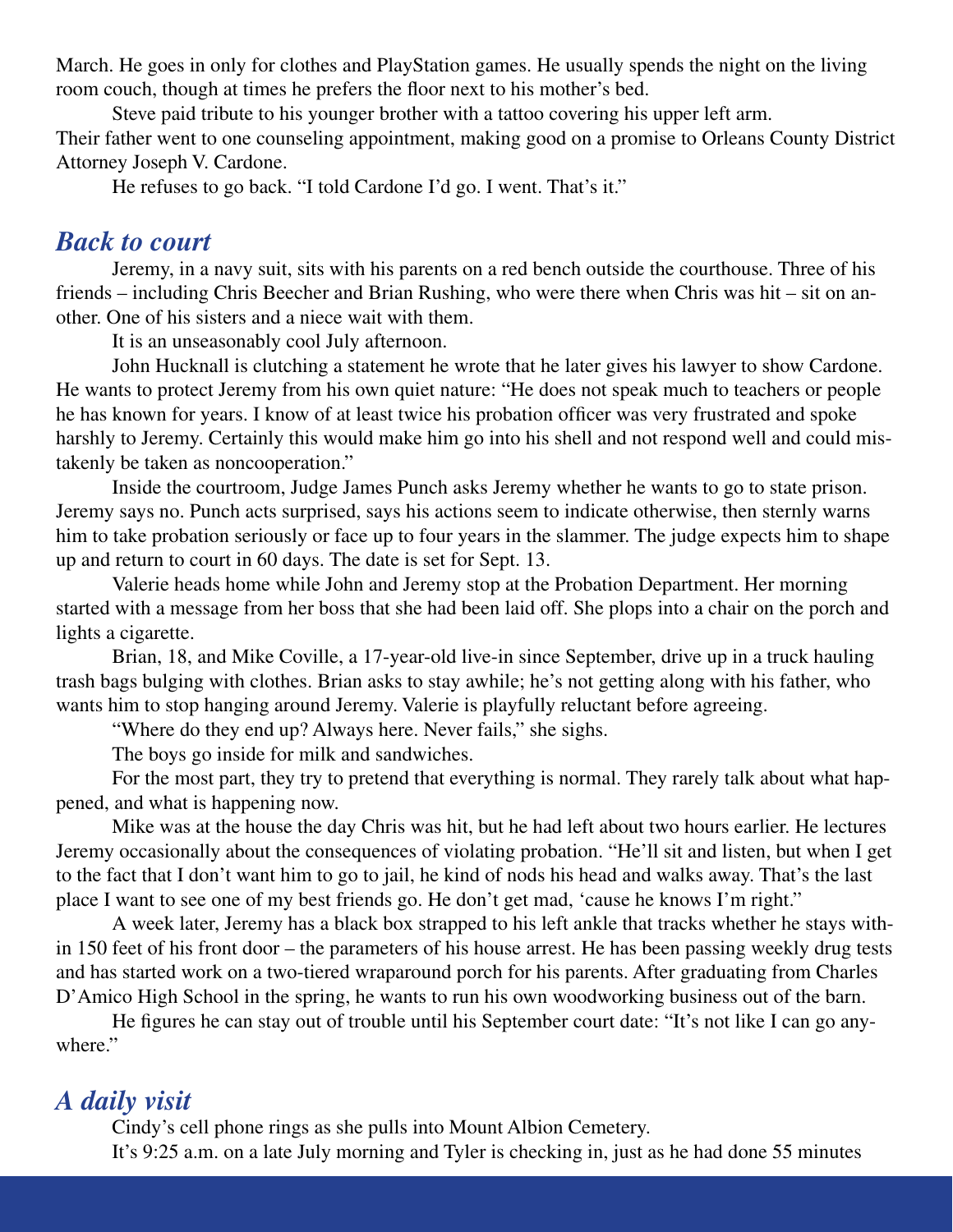March. He goes in only for clothes and PlayStation games. He usually spends the night on the living room couch, though at times he prefers the floor next to his mother's bed.

Steve paid tribute to his younger brother with a tattoo covering his upper left arm.

Their father went to one counseling appointment, making good on a promise to Orleans County District Attorney Joseph V. Cardone.

He refuses to go back. "I told Cardone I'd go. I went. That's it."

## *Back to court*

Jeremy, in a navy suit, sits with his parents on a red bench outside the courthouse. Three of his friends – including Chris Beecher and Brian Rushing, who were there when Chris was hit – sit on another. One of his sisters and a niece wait with them.

It is an unseasonably cool July afternoon.

John Hucknall is clutching a statement he wrote that he later gives his lawyer to show Cardone. He wants to protect Jeremy from his own quiet nature: "He does not speak much to teachers or people he has known for years. I know of at least twice his probation officer was very frustrated and spoke harshly to Jeremy. Certainly this would make him go into his shell and not respond well and could mistakenly be taken as noncooperation."

Inside the courtroom, Judge James Punch asks Jeremy whether he wants to go to state prison. Jeremy says no. Punch acts surprised, says his actions seem to indicate otherwise, then sternly warns him to take probation seriously or face up to four years in the slammer. The judge expects him to shape up and return to court in 60 days. The date is set for Sept. 13.

Valerie heads home while John and Jeremy stop at the Probation Department. Her morning started with a message from her boss that she had been laid off. She plops into a chair on the porch and lights a cigarette.

Brian, 18, and Mike Coville, a 17-year-old live-in since September, drive up in a truck hauling trash bags bulging with clothes. Brian asks to stay awhile; he's not getting along with his father, who wants him to stop hanging around Jeremy. Valerie is playfully reluctant before agreeing.

"Where do they end up? Always here. Never fails," she sighs.

The boys go inside for milk and sandwiches.

For the most part, they try to pretend that everything is normal. They rarely talk about what happened, and what is happening now.

Mike was at the house the day Chris was hit, but he had left about two hours earlier. He lectures Jeremy occasionally about the consequences of violating probation. "He'll sit and listen, but when I get to the fact that I don't want him to go to jail, he kind of nods his head and walks away. That's the last place I want to see one of my best friends go. He don't get mad, 'cause he knows I'm right."

A week later, Jeremy has a black box strapped to his left ankle that tracks whether he stays within 150 feet of his front door – the parameters of his house arrest. He has been passing weekly drug tests and has started work on a two-tiered wraparound porch for his parents. After graduating from Charles D'Amico High School in the spring, he wants to run his own woodworking business out of the barn.

He figures he can stay out of trouble until his September court date: "It's not like I can go anywhere."

## *A daily visit*

Cindy's cell phone rings as she pulls into Mount Albion Cemetery.

It's 9:25 a.m. on a late July morning and Tyler is checking in, just as he had done 55 minutes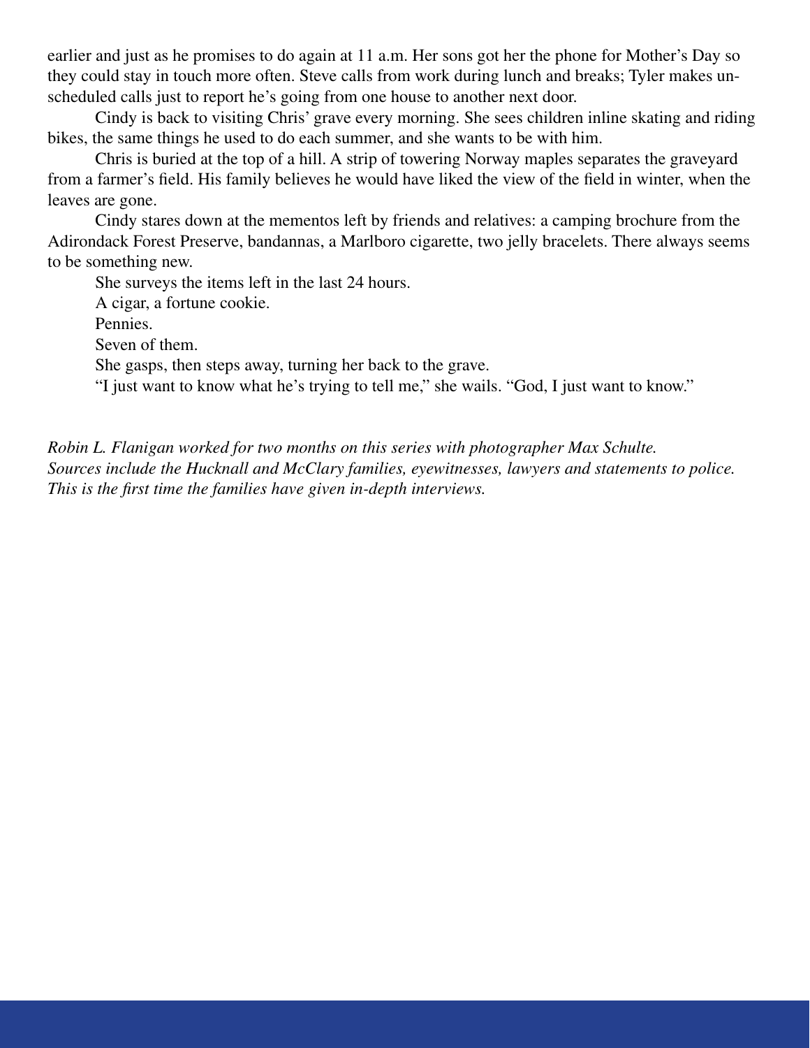earlier and just as he promises to do again at 11 a.m. Her sons got her the phone for Mother's Day so they could stay in touch more often. Steve calls from work during lunch and breaks; Tyler makes unscheduled calls just to report he's going from one house to another next door.

Cindy is back to visiting Chris' grave every morning. She sees children inline skating and riding bikes, the same things he used to do each summer, and she wants to be with him.

Chris is buried at the top of a hill. A strip of towering Norway maples separates the graveyard from a farmer's field. His family believes he would have liked the view of the field in winter, when the leaves are gone.

Cindy stares down at the mementos left by friends and relatives: a camping brochure from the Adirondack Forest Preserve, bandannas, a Marlboro cigarette, two jelly bracelets. There always seems to be something new.

She surveys the items left in the last 24 hours.

A cigar, a fortune cookie.

Pennies.

Seven of them.

She gasps, then steps away, turning her back to the grave.

"I just want to know what he's trying to tell me," she wails. "God, I just want to know."

*Robin L. Flanigan worked for two months on this series with photographer Max Schulte. Sources include the Hucknall and McClary families, eyewitnesses, lawyers and statements to police. This is the first time the families have given in-depth interviews.*